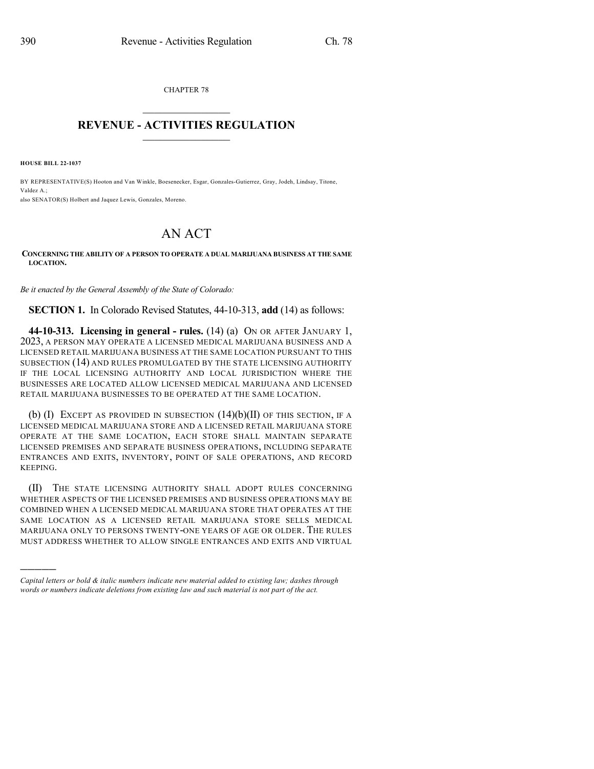CHAPTER 78

## REVENUE - ACTIVITIES REGULATION

**HOUSE BILL 22-1037**

BY REPRESENTATIVE(S) Hooton and Van Winkle, Boesenecker, Esgar, Gonzales-Gutierrez, Gray, Jodeh, Lindsay, Titone, Valdez A.;
also SENATOR(S) Holbert and Jaquez Lewis, Gonzales, Moreno.

# AN ACT

**CONCERNING THE ABILITY OF A PERSON TO OPERATE A DUAL MARIJUANA BUSINESS AT THE SAME LOCATION.**

*Be it enacted by the General Assembly of the State of Colorado:*

**SECTION 1.** In Colorado Revised Statutes, 44-10-313, **add** (14) as follows:

**44-10-313. Licensing in general - rules.** (14) (a) ON OR AFTER JANUARY 1, 2023, A PERSON MAY OPERATE A LICENSED MEDICAL MARIJUANA BUSINESS AND A LICENSED RETAIL MARIJUANA BUSINESS AT THE SAME LOCATION PURSUANT TO THIS SUBSECTION (14) AND RULES PROMULGATED BY THE STATE LICENSING AUTHORITY IF THE LOCAL LICENSING AUTHORITY AND LOCAL JURISDICTION WHERE THE BUSINESSES ARE LOCATED ALLOW LICENSED MEDICAL MARIJUANA AND LICENSED RETAIL MARIJUANA BUSINESSES TO BE OPERATED AT THE SAME LOCATION.

(b) (I) EXCEPT AS PROVIDED IN SUBSECTION (14)(b)(II) OF THIS SECTION, IF A LICENSED MEDICAL MARIJUANA STORE AND A LICENSED RETAIL MARIJUANA STORE OPERATE AT THE SAME LOCATION, EACH STORE SHALL MAINTAIN SEPARATE LICENSED PREMISES AND SEPARATE BUSINESS OPERATIONS, INCLUDING SEPARATE ENTRANCES AND EXITS, INVENTORY, POINT OF SALE OPERATIONS, AND RECORD KEEPING.

(II) THE STATE LICENSING AUTHORITY SHALL ADOPT RULES CONCERNING WHETHER ASPECTS OF THE LICENSED PREMISES AND BUSINESS OPERATIONS MAY BE COMBINED WHEN A LICENSED MEDICAL MARIJUANA STORE THAT OPERATES AT THE SAME LOCATION AS A LICENSED RETAIL MARIJUANA STORE SELLS MEDICAL MARIJUANA ONLY TO PERSONS TWENTY-ONE YEARS OF AGE OR OLDER. THE RULES MUST ADDRESS WHETHER TO ALLOW SINGLE ENTRANCES AND EXITS AND VIRTUAL

---

*Capital letters or bold & italic numbers indicate new material added to existing law; dashes through words or numbers indicate deletions from existing law and such material is not part of the act.*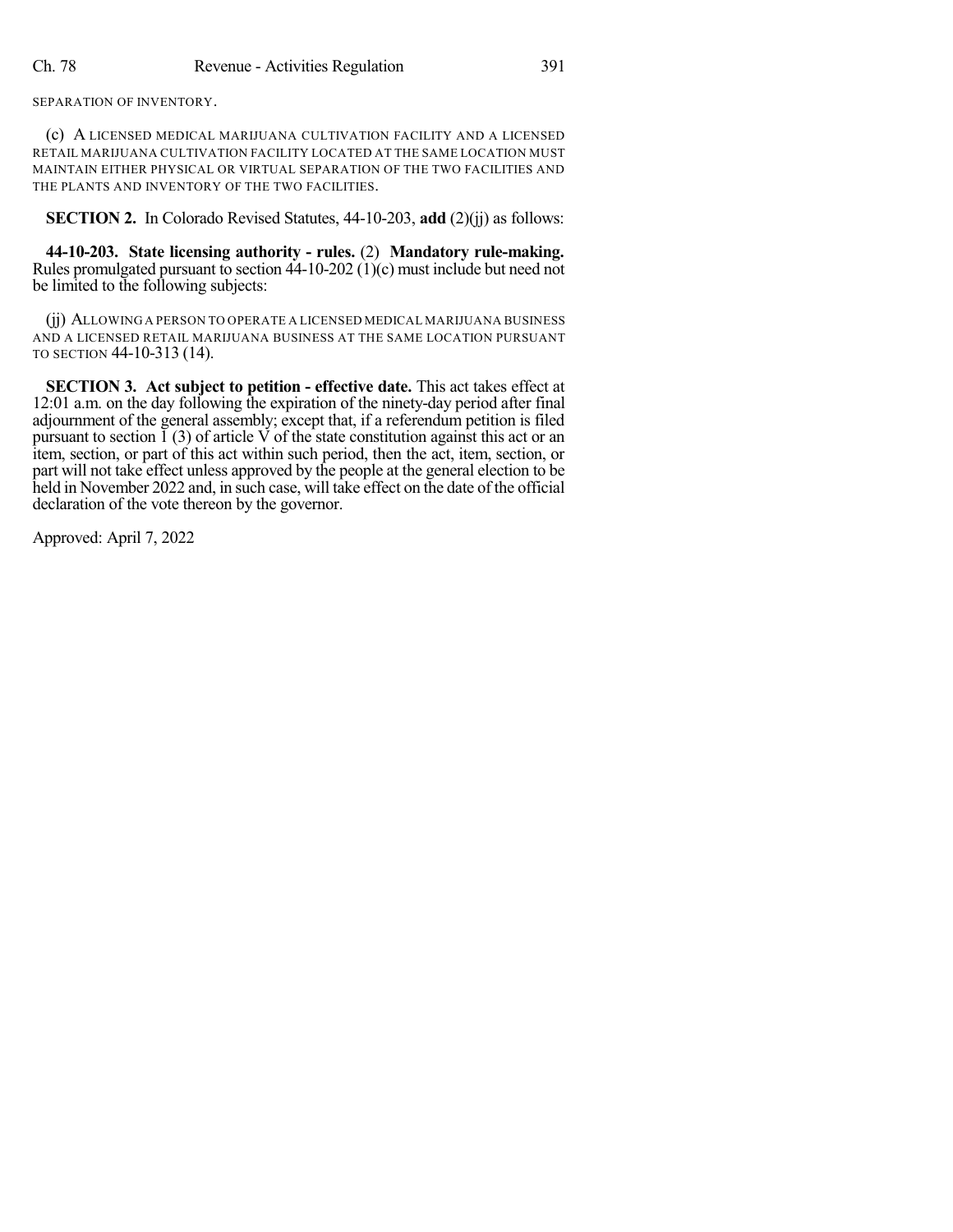SEPARATION OF INVENTORY.

(c) A LICENSED MEDICAL MARIJUANA CULTIVATION FACILITY AND A LICENSED RETAIL MARIJUANA CULTIVATION FACILITY LOCATED AT THE SAME LOCATION MUST MAINTAIN EITHER PHYSICAL OR VIRTUAL SEPARATION OF THE TWO FACILITIES AND THE PLANTS AND INVENTORY OF THE TWO FACILITIES.

**SECTION 2.** In Colorado Revised Statutes, 44-10-203, **add** (2)(jj) as follows:

**44-10-203. State licensing authority - rules.** (2) **Mandatory rule-making.** Rules promulgated pursuant to section 44-10-202 (1)(c) must include but need not be limited to the following subjects:

(jj) ALLOWING A PERSON TO OPERATE A LICENSED MEDICAL MARIJUANA BUSINESS AND A LICENSED RETAIL MARIJUANA BUSINESS AT THE SAME LOCATION PURSUANT TO SECTION 44-10-313 (14).

**SECTION 3. Act subject to petition - effective date.** This act takes effect at 12:01 a.m. on the day following the expiration of the ninety-day period after final adjournment of the general assembly; except that, if a referendum petition is filed pursuant to section 1 (3) of article V of the state constitution against this act or an item, section, or part of this act within such period, then the act, item, section, or part will not take effect unless approved by the people at the general election to be held in November 2022 and, in such case, will take effect on the date of the official declaration of the vote thereon by the governor.

Approved: April 7, 2022